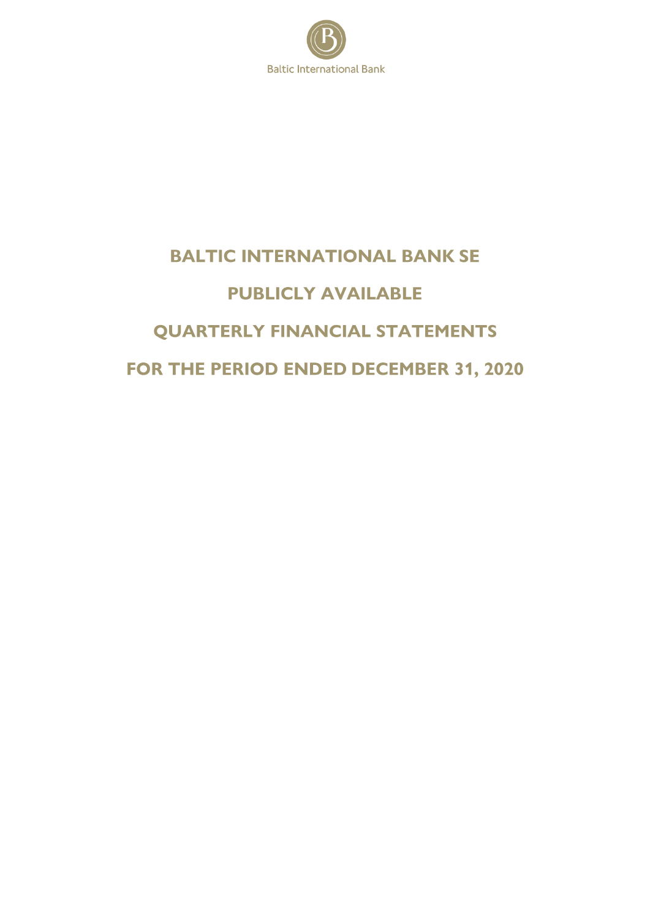Baltic International Bank

# BALTIC INTERNATIONAL BANK SE

# PUBLICLY AVAILABLE

# QUARTERLY FINANCIAL STATEMENTS

# FOR THE PERIOD ENDED DECEMBER 31, 2020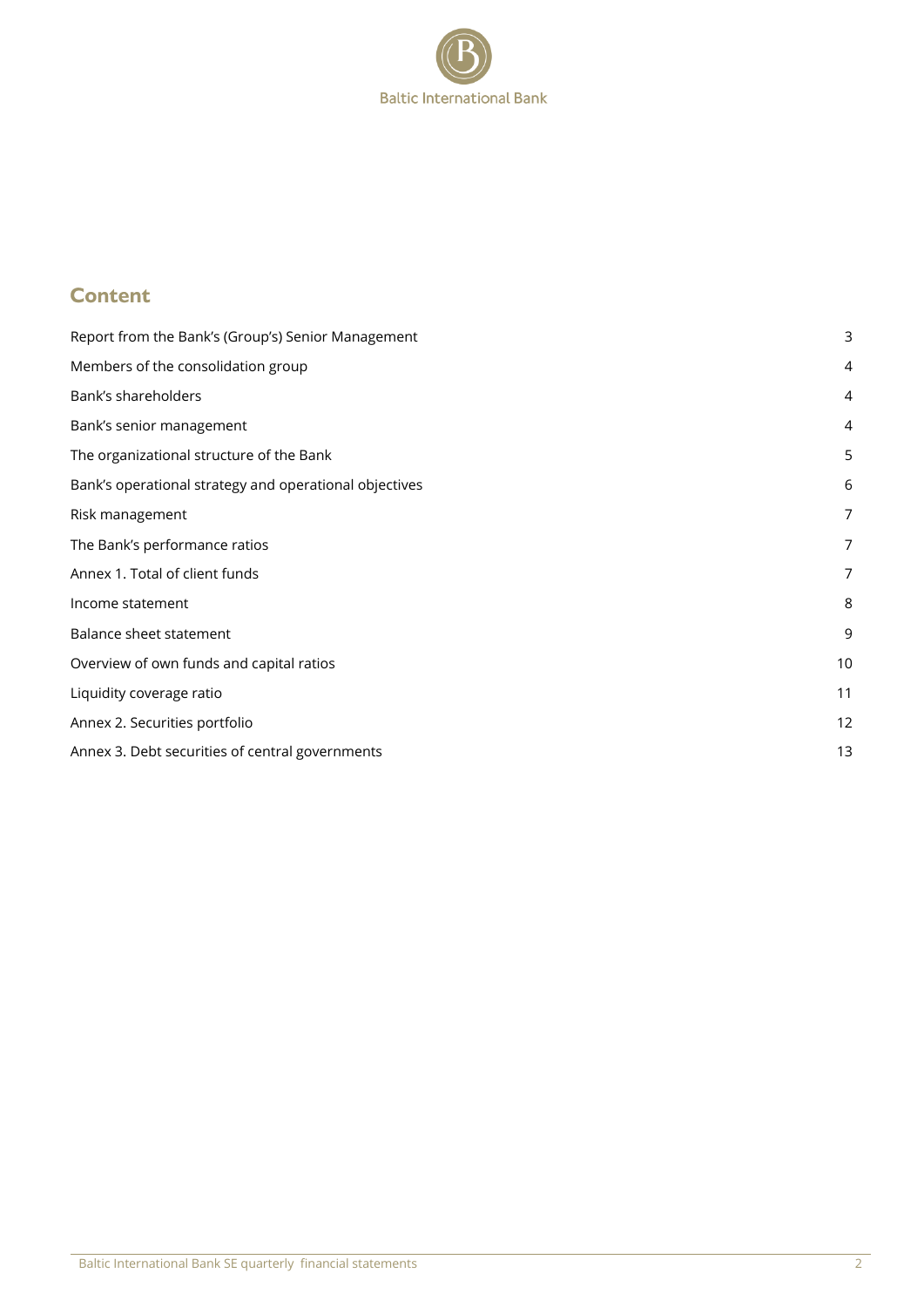## Content

| | |
|---|---|
| Report from the Bank's (Group's) Senior Management | 3 |
| Members of the consolidation group | 4 |
| Bank's shareholders | 4 |
| Bank's senior management | 4 |
| The organizational structure of the Bank | 5 |
| Bank's operational strategy and operational objectives | 6 |
| Risk management | 7 |
| The Bank's performance ratios | 7 |
| Annex 1. Total of client funds | 7 |
| Income statement | 8 |
| Balance sheet statement | 9 |
| Overview of own funds and capital ratios | 10 |
| Liquidity coverage ratio | 11 |
| Annex 2. Securities portfolio | 12 |
| Annex 3. Debt securities of central governments | 13 |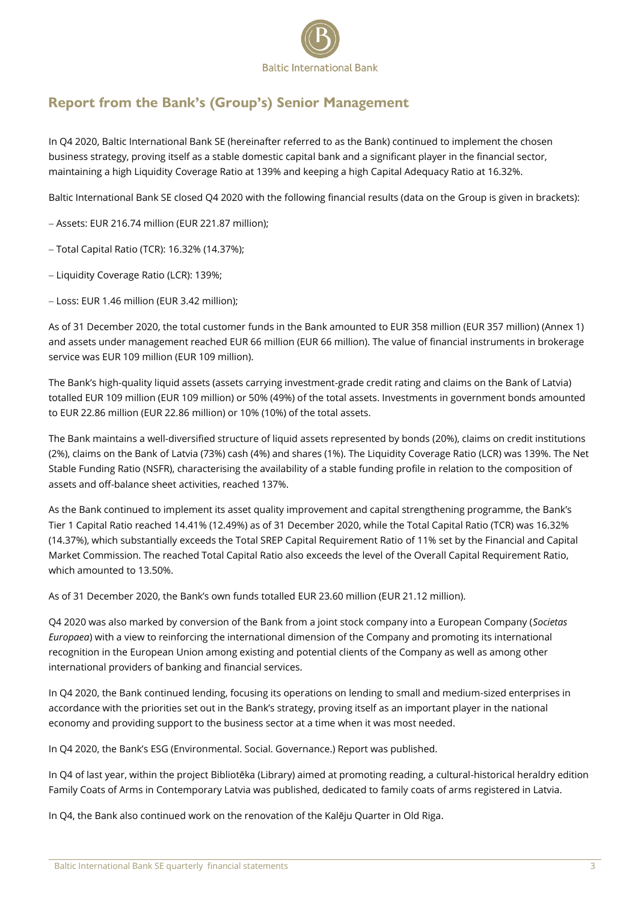## Report from the Bank's (Group's) Senior Management

In Q4 2020, Baltic International Bank SE (hereinafter referred to as the Bank) continued to implement the chosen business strategy, proving itself as a stable domestic capital bank and a significant player in the financial sector, maintaining a high Liquidity Coverage Ratio at 139% and keeping a high Capital Adequacy Ratio at 16.32%.

Baltic International Bank SE closed Q4 2020 with the following financial results (data on the Group is given in brackets):

– Assets: EUR 216.74 million (EUR 221.87 million);

– Total Capital Ratio (TCR): 16.32% (14.37%);

– Liquidity Coverage Ratio (LCR): 139%;

– Loss: EUR 1.46 million (EUR 3.42 million);

As of 31 December 2020, the total customer funds in the Bank amounted to EUR 358 million (EUR 357 million) (Annex 1) and assets under management reached EUR 66 million (EUR 66 million). The value of financial instruments in brokerage service was EUR 109 million (EUR 109 million).

The Bank's high-quality liquid assets (assets carrying investment-grade credit rating and claims on the Bank of Latvia) totalled EUR 109 million (EUR 109 million) or 50% (49%) of the total assets. Investments in government bonds amounted to EUR 22.86 million (EUR 22.86 million) or 10% (10%) of the total assets.

The Bank maintains a well-diversified structure of liquid assets represented by bonds (20%), claims on credit institutions (2%), claims on the Bank of Latvia (73%) cash (4%) and shares (1%). The Liquidity Coverage Ratio (LCR) was 139%. The Net Stable Funding Ratio (NSFR), characterising the availability of a stable funding profile in relation to the composition of assets and off-balance sheet activities, reached 137%.

As the Bank continued to implement its asset quality improvement and capital strengthening programme, the Bank's Tier 1 Capital Ratio reached 14.41% (12.49%) as of 31 December 2020, while the Total Capital Ratio (TCR) was 16.32% (14.37%), which substantially exceeds the Total SREP Capital Requirement Ratio of 11% set by the Financial and Capital Market Commission. The reached Total Capital Ratio also exceeds the level of the Overall Capital Requirement Ratio, which amounted to 13.50%.

As of 31 December 2020, the Bank's own funds totalled EUR 23.60 million (EUR 21.12 million).

Q4 2020 was also marked by conversion of the Bank from a joint stock company into a European Company (*Societas Europaea*) with a view to reinforcing the international dimension of the Company and promoting its international recognition in the European Union among existing and potential clients of the Company as well as among other international providers of banking and financial services.

In Q4 2020, the Bank continued lending, focusing its operations on lending to small and medium-sized enterprises in accordance with the priorities set out in the Bank's strategy, proving itself as an important player in the national economy and providing support to the business sector at a time when it was most needed.

In Q4 2020, the Bank's ESG (Environmental. Social. Governance.) Report was published.

In Q4 of last year, within the project Bibliotēka (Library) aimed at promoting reading, a cultural-historical heraldry edition Family Coats of Arms in Contemporary Latvia was published, dedicated to family coats of arms registered in Latvia.

In Q4, the Bank also continued work on the renovation of the Kalēju Quarter in Old Riga.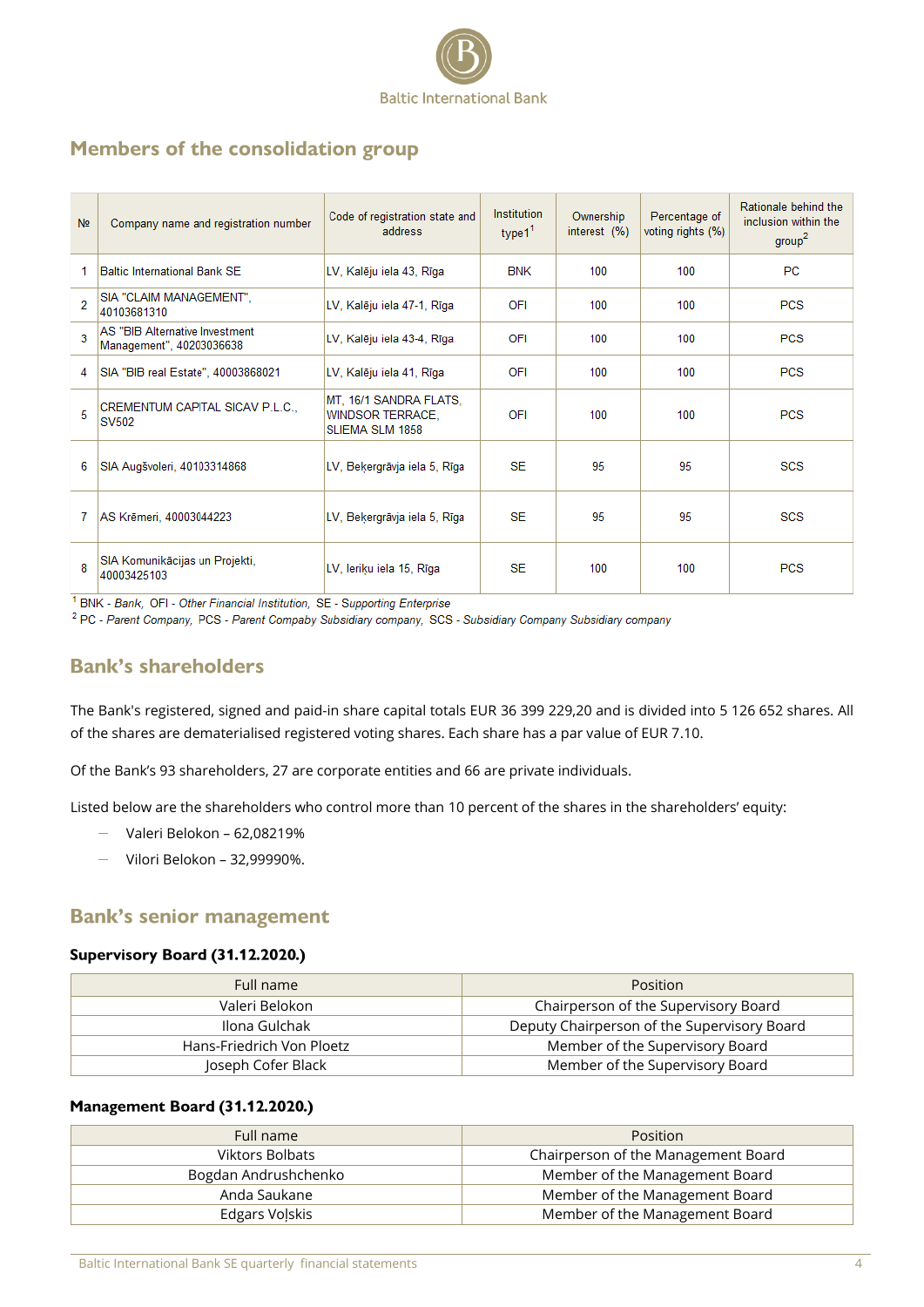## Members of the consolidation group

| № | Company name and registration number | Code of registration state and address | Institution type[1] | Ownership interest (%) | Percentage of voting rights (%) | Rationale behind the inclusion within the group[2] |
|---|---|---|---|---|---|---|
| 1 | Baltic International Bank SE | LV, Kalēju iela 43, Rīga | BNK | 100 | 100 | PC |
| 2 | SIA "CLAIM MANAGEMENT", 40103681310 | LV, Kalēju iela 47-1, Rīga | OFI | 100 | 100 | PCS |
| 3 | AS "BIB Alternative Investment Management", 40203036638 | LV, Kalēju iela 43-4, Rīga | OFI | 100 | 100 | PCS |
| 4 | SIA "BIB real Estate", 40003868021 | LV, Kalēju iela 41, Rīga | OFI | 100 | 100 | PCS |
| 5 | CREMENTUM CAPITAL SICAV P.L.C., SV502 | MT, 16/1 SANDRA FLATS, WINDSOR TERRACE, SLIEMA SLM 1858 | OFI | 100 | 100 | PCS |
| 6 | SIA Augšvoleri, 40103314868 | LV, Beķergrāvja iela 5, Rīga | SE | 95 | 95 | SCS |
| 7 | AS Krēmeri, 40003044223 | LV, Beķergrāvja iela 5, Rīga | SE | 95 | 95 | SCS |
| 8 | SIA Komunikācijas un Projekti, 40003425103 | LV, Ieriķu iela 15, Rīga | SE | 100 | 100 | PCS |

[1] BNK - *Bank*, OFI - *Other Financial Institution*, SE - *Supporting Enterprise*
[2] PC - *Parent Company*, PCS - *Parent Compaby Subsidiary company*, SCS - *Subsidiary Company Subsidiary company*

## Bank's shareholders

The Bank's registered, signed and paid-in share capital totals EUR 36 399 229,20 and is divided into 5 126 652 shares. All of the shares are dematerialised registered voting shares. Each share has a par value of EUR 7.10.

Of the Bank's 93 shareholders, 27 are corporate entities and 66 are private individuals.

Listed below are the shareholders who control more than 10 percent of the shares in the shareholders' equity:

- Valeri Belokon – 62,08219%
- Vilori Belokon – 32,99990%.

## Bank's senior management

### Supervisory Board (31.12.2020.)

| Full name | Position |
|---|---|
| Valeri Belokon | Chairperson of the Supervisory Board |
| Ilona Gulchak | Deputy Chairperson of the Supervisory Board |
| Hans-Friedrich Von Ploetz | Member of the Supervisory Board |
| Joseph Cofer Black | Member of the Supervisory Board |

### Management Board (31.12.2020.)

| Full name | Position |
|---|---|
| Viktors Bolbats | Chairperson of the Management Board |
| Bogdan Andrushchenko | Member of the Management Board |
| Anda Saukane | Member of the Management Board |
| Edgars Voļskis | Member of the Management Board |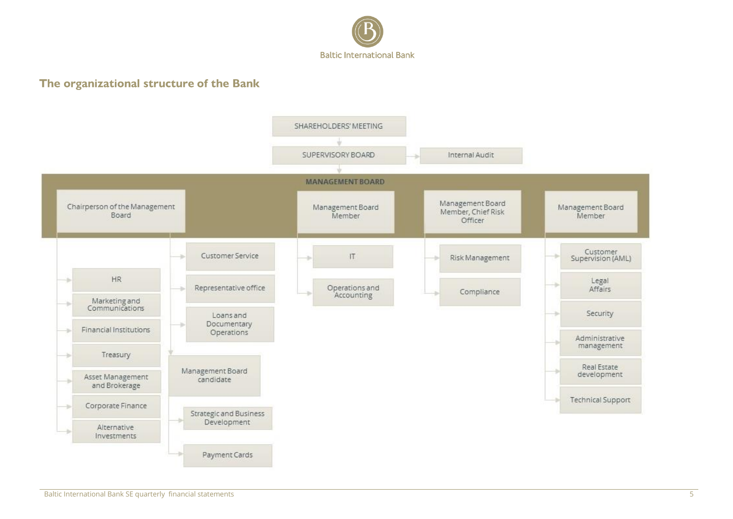## The organizational structure of the Bank

- SHAREHOLDERS' MEETING
  - SUPERVISORY BOARD
    - Internal Audit
    - MANAGEMENT BOARD
      - Chairperson of the Management Board
        - HR
        - Marketing and Communications
        - Financial Institutions
        - Treasury
        - Asset Management and Brokerage
        - Corporate Finance
        - Alternative Investments
        - Customer Service
        - Representative office
        - Loans and Documentary Operations
        - Management Board candidate
          - Strategic and Business Development
          - Payment Cards
      - Management Board Member
        - IT
        - Operations and Accounting
      - Management Board Member, Chief Risk Officer
        - Risk Management
        - Compliance
      - Management Board Member
        - Customer Supervision (AML)
        - Legal Affairs
        - Security
        - Administrative management
        - Real Estate development
        - Technical Support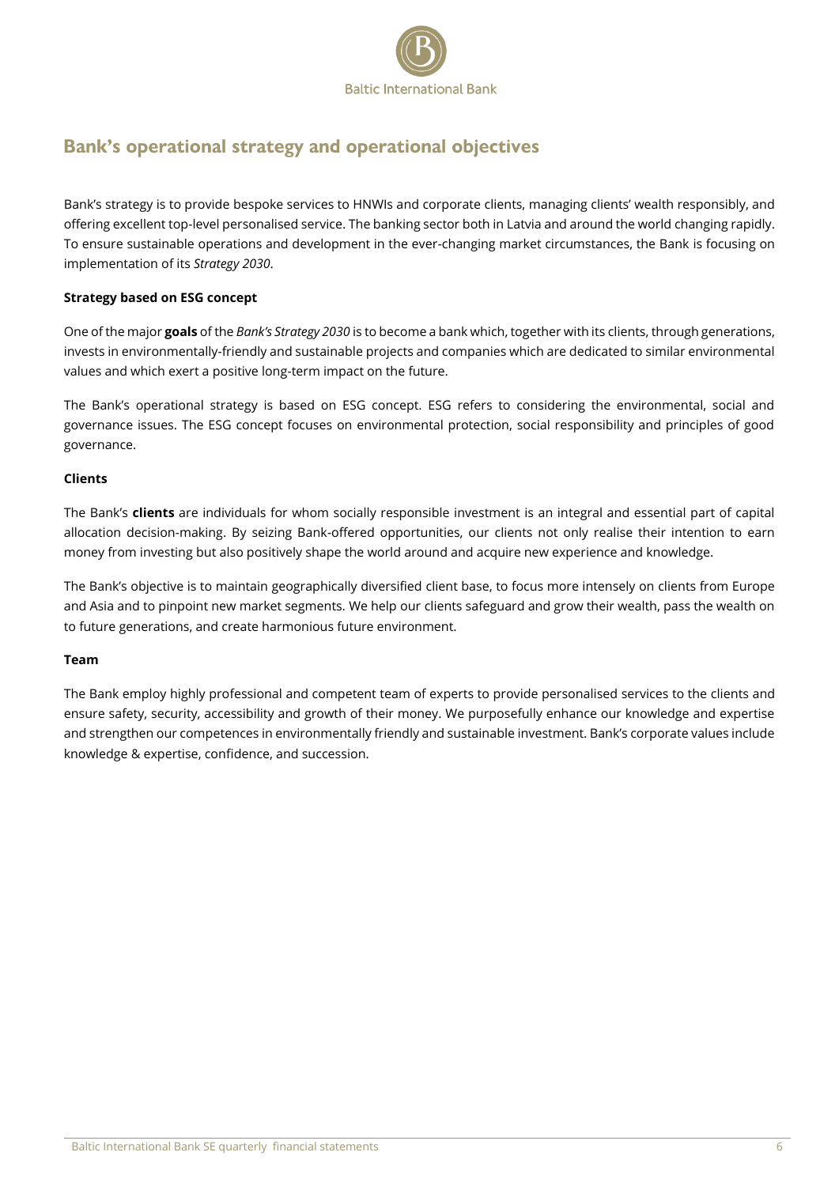## Bank's operational strategy and operational objectives

Bank's strategy is to provide bespoke services to HNWIs and corporate clients, managing clients' wealth responsibly, and offering excellent top-level personalised service. The banking sector both in Latvia and around the world changing rapidly. To ensure sustainable operations and development in the ever-changing market circumstances, the Bank is focusing on implementation of its *Strategy 2030*.

**Strategy based on ESG concept**

One of the major **goals** of the *Bank's Strategy 2030* is to become a bank which, together with its clients, through generations, invests in environmentally-friendly and sustainable projects and companies which are dedicated to similar environmental values and which exert a positive long-term impact on the future.

The Bank's operational strategy is based on ESG concept. ESG refers to considering the environmental, social and governance issues. The ESG concept focuses on environmental protection, social responsibility and principles of good governance.

**Clients**

The Bank's **clients** are individuals for whom socially responsible investment is an integral and essential part of capital allocation decision-making. By seizing Bank-offered opportunities, our clients not only realise their intention to earn money from investing but also positively shape the world around and acquire new experience and knowledge.

The Bank's objective is to maintain geographically diversified client base, to focus more intensely on clients from Europe and Asia and to pinpoint new market segments. We help our clients safeguard and grow their wealth, pass the wealth on to future generations, and create harmonious future environment.

**Team**

The Bank employ highly professional and competent team of experts to provide personalised services to the clients and ensure safety, security, accessibility and growth of their money. We purposefully enhance our knowledge and expertise and strengthen our competences in environmentally friendly and sustainable investment. Bank's corporate values include knowledge & expertise, confidence, and succession.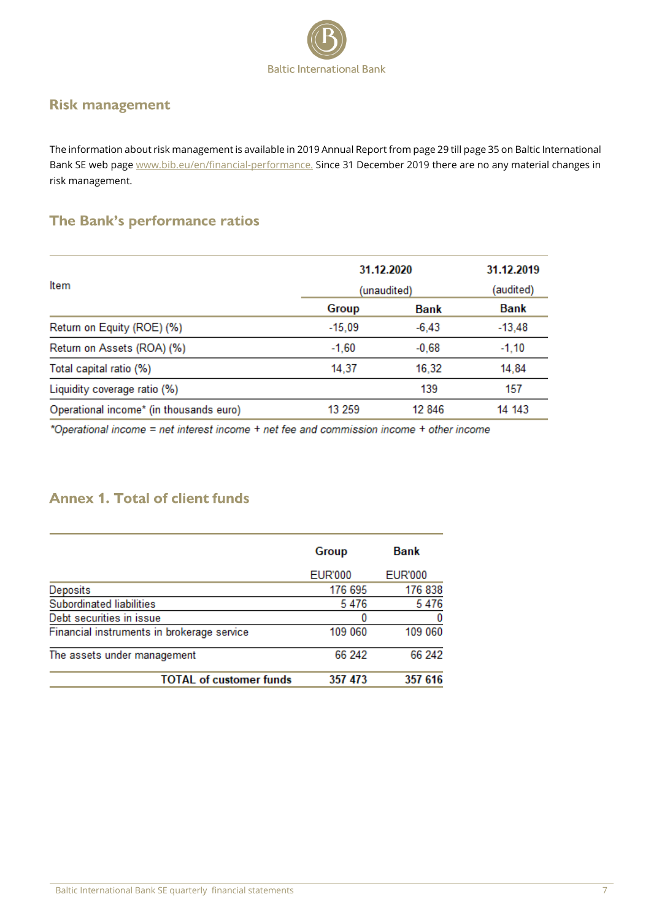## Risk management

The information about risk management is available in 2019 Annual Report from page 29 till page 35 on Baltic International Bank SE web page www.bib.eu/en/financial-performance. Since 31 December 2019 there are no any material changes in risk management.

## The Bank's performance ratios

| Item | 31.12.2020 (unaudited) | | 31.12.2019 (audited) |
|---|---|---|---|
| | **Group** | **Bank** | **Bank** |
| Return on Equity (ROE) (%) | -15,09 | -6,43 | -13,48 |
| Return on Assets (ROA) (%) | -1,60 | -0,68 | -1,10 |
| Total capital ratio (%) | 14,37 | 16,32 | 14,84 |
| Liquidity coverage ratio (%) | | 139 | 157 |
| Operational income* (in thousands euro) | 13 259 | 12 846 | 14 143 |

*\*Operational income = net interest income + net fee and commission income + other income*

## Annex 1. Total of client funds

| | **Group** | **Bank** |
|---|---|---|
| | EUR'000 | EUR'000 |
| Deposits | 176 695 | 176 838 |
| Subordinated liabilities | 5 476 | 5 476 |
| Debt securities in issue | 0 | 0 |
| Financial instruments in brokerage service | 109 060 | 109 060 |
| The assets under management | 66 242 | 66 242 |
| **TOTAL of customer funds** | **357 473** | **357 616** |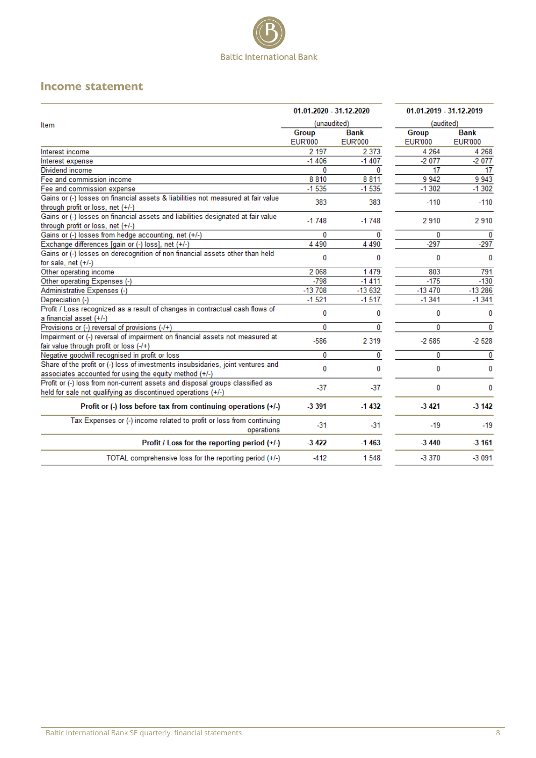Baltic International Bank

## Income statement

| Item | 01.01.2020 - 31.12.2020 | | 01.01.2019 - 31.12.2019 | |
|---|---|---|---|---|
| | (unaudited) | | (audited) | |
| | Group EUR'000 | Bank EUR'000 | Group EUR'000 | Bank EUR'000 |
| Interest income | 2 197 | 2 373 | 4 264 | 4 268 |
| Interest expense | -1 406 | -1 407 | -2 077 | -2 077 |
| Dividend income | 0 | 0 | 17 | 17 |
| Fee and commission income | 8 810 | 8 811 | 9 942 | 9 943 |
| Fee and commission expense | -1 535 | -1 535 | -1 302 | -1 302 |
| Gains or (-) losses on financial assets & liabilities not measured at fair value through profit or loss, net (+/-) | 383 | 383 | -110 | -110 |
| Gains or (-) losses on financial assets and liabilities designated at fair value through profit or loss, net (+/-) | -1 748 | -1 748 | 2 910 | 2 910 |
| Gains or (-) losses from hedge accounting, net (+/-) | 0 | 0 | 0 | 0 |
| Exchange differences [gain or (-) loss], net (+/-) | 4 490 | 4 490 | -297 | -297 |
| Gains or (-) losses on derecognition of non financial assets other than held for sale, net (+/-) | 0 | 0 | 0 | 0 |
| Other operating income | 2 068 | 1 479 | 803 | 791 |
| Other operating Expenses (-) | -798 | -1 411 | -175 | -130 |
| Administrative Expenses (-) | -13 708 | -13 632 | -13 470 | -13 286 |
| Depreciation (-) | -1 521 | -1 517 | -1 341 | -1 341 |
| Profit / Loss recognized as a result of changes in contractual cash flows of a financial asset (+/-) | 0 | 0 | 0 | 0 |
| Provisions or (-) reversal of provisions (-/+) | 0 | 0 | 0 | 0 |
| Impairment or (-) reversal of impairment on financial assets not measured at fair value through profit or loss (-/+) | -586 | 2 319 | -2 585 | -2 528 |
| Negative goodwill recognised in profit or loss | 0 | 0 | 0 | 0 |
| Share of the profit or (-) loss of investments insubsidaries, joint ventures and associates accounted for using the equity method (+/-) | 0 | 0 | 0 | 0 |
| Profit or (-) loss from non-current assets and disposal groups classified as held for sale not qualifying as discontinued operations (+/-) | -37 | -37 | 0 | 0 |
| **Profit or (-) loss before tax from continuing operations (+/-)** | **-3 391** | **-1 432** | **-3 421** | **-3 142** |
| Tax Expenses or (-) income related to profit or loss from continuing operations | -31 | -31 | -19 | -19 |
| **Profit / Loss for the reporting period (+/-)** | **-3 422** | **-1 463** | **-3 440** | **-3 161** |
| TOTAL comprehensive loss for the reporting period (+/-) | -412 | 1 548 | -3 370 | -3 091 |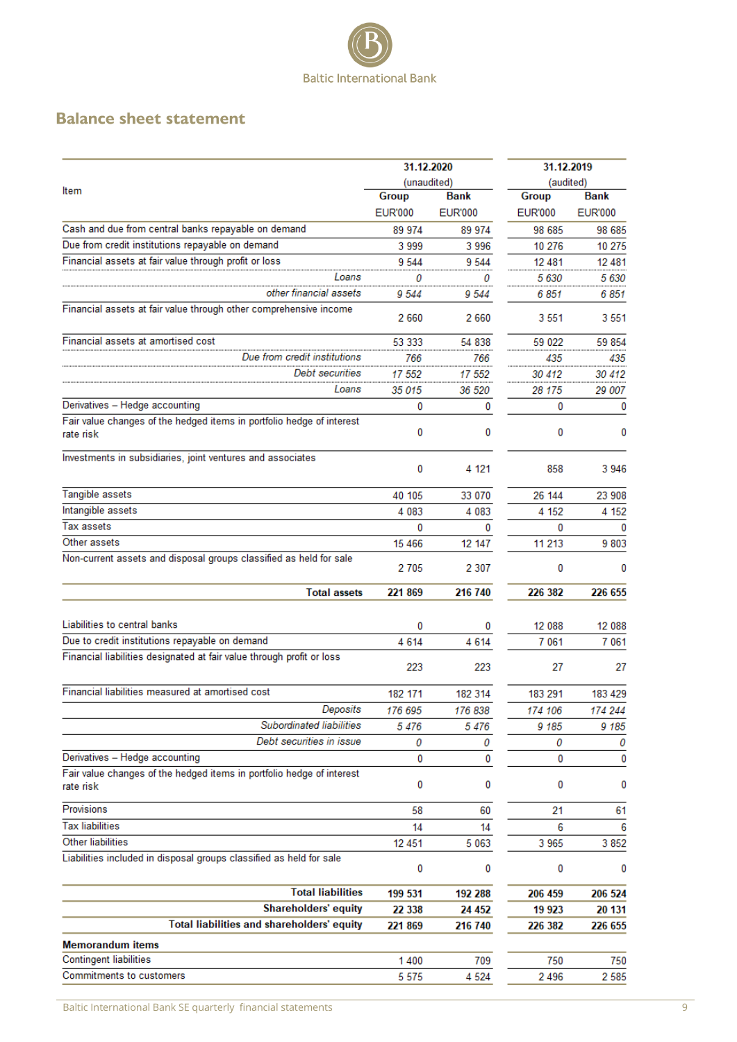Baltic International Bank

## Balance sheet statement

| Item | 31.12.2020 (unaudited) | | 31.12.2019 (audited) | |
|---|---|---|---|---|
| | Group | Bank | Group | Bank |
| | EUR'000 | EUR'000 | EUR'000 | EUR'000 |
| Cash and due from central banks repayable on demand | 89 974 | 89 974 | 98 685 | 98 685 |
| Due from credit institutions repayable on demand | 3 999 | 3 996 | 10 276 | 10 275 |
| Financial assets at fair value through profit or loss | 9 544 | 9 544 | 12 481 | 12 481 |
| *Loans* | *0* | *0* | *5 630* | *5 630* |
| *other financial assets* | *9 544* | *9 544* | *6 851* | *6 851* |
| Financial assets at fair value through other comprehensive income | 2 660 | 2 660 | 3 551 | 3 551 |
| Financial assets at amortised cost | 53 333 | 54 838 | 59 022 | 59 854 |
| *Due from credit institutions* | *766* | *766* | *435* | *435* |
| *Debt securities* | *17 552* | *17 552* | *30 412* | *30 412* |
| *Loans* | *35 015* | *36 520* | *28 175* | *29 007* |
| Derivatives – Hedge accounting | 0 | 0 | 0 | 0 |
| Fair value changes of the hedged items in portfolio hedge of interest rate risk | 0 | 0 | 0 | 0 |
| Investments in subsidiaries, joint ventures and associates | 0 | 4 121 | 858 | 3 946 |
| Tangible assets | 40 105 | 33 070 | 26 144 | 23 908 |
| Intangible assets | 4 083 | 4 083 | 4 152 | 4 152 |
| Tax assets | 0 | 0 | 0 | 0 |
| Other assets | 15 466 | 12 147 | 11 213 | 9 803 |
| Non-current assets and disposal groups classified as held for sale | 2 705 | 2 307 | 0 | 0 |
| **Total assets** | **221 869** | **216 740** | **226 382** | **226 655** |
| Liabilities to central banks | 0 | 0 | 12 088 | 12 088 |
| Due to credit institutions repayable on demand | 4 614 | 4 614 | 7 061 | 7 061 |
| Financial liabilities designated at fair value through profit or loss | 223 | 223 | 27 | 27 |
| Financial liabilities measured at amortised cost | 182 171 | 182 314 | 183 291 | 183 429 |
| *Deposits* | *176 695* | *176 838* | *174 106* | *174 244* |
| *Subordinated liabilities* | *5 476* | *5 476* | *9 185* | *9 185* |
| *Debt securities in issue* | *0* | *0* | *0* | *0* |
| Derivatives – Hedge accounting | 0 | 0 | 0 | 0 |
| Fair value changes of the hedged items in portfolio hedge of interest rate risk | 0 | 0 | 0 | 0 |
| Provisions | 58 | 60 | 21 | 61 |
| Tax liabilities | 14 | 14 | 6 | 6 |
| Other liabilities | 12 451 | 5 063 | 3 965 | 3 852 |
| Liabilities included in disposal groups classified as held for sale | 0 | 0 | 0 | 0 |
| **Total liabilities** | **199 531** | **192 288** | **206 459** | **206 524** |
| **Shareholders' equity** | **22 338** | **24 452** | **19 923** | **20 131** |
| **Total liabilities and shareholders' equity** | **221 869** | **216 740** | **226 382** | **226 655** |
| **Memorandum items** | | | | |
| Contingent liabilities | 1 400 | 709 | 750 | 750 |
| Commitments to customers | 5 575 | 4 524 | 2 496 | 2 585 |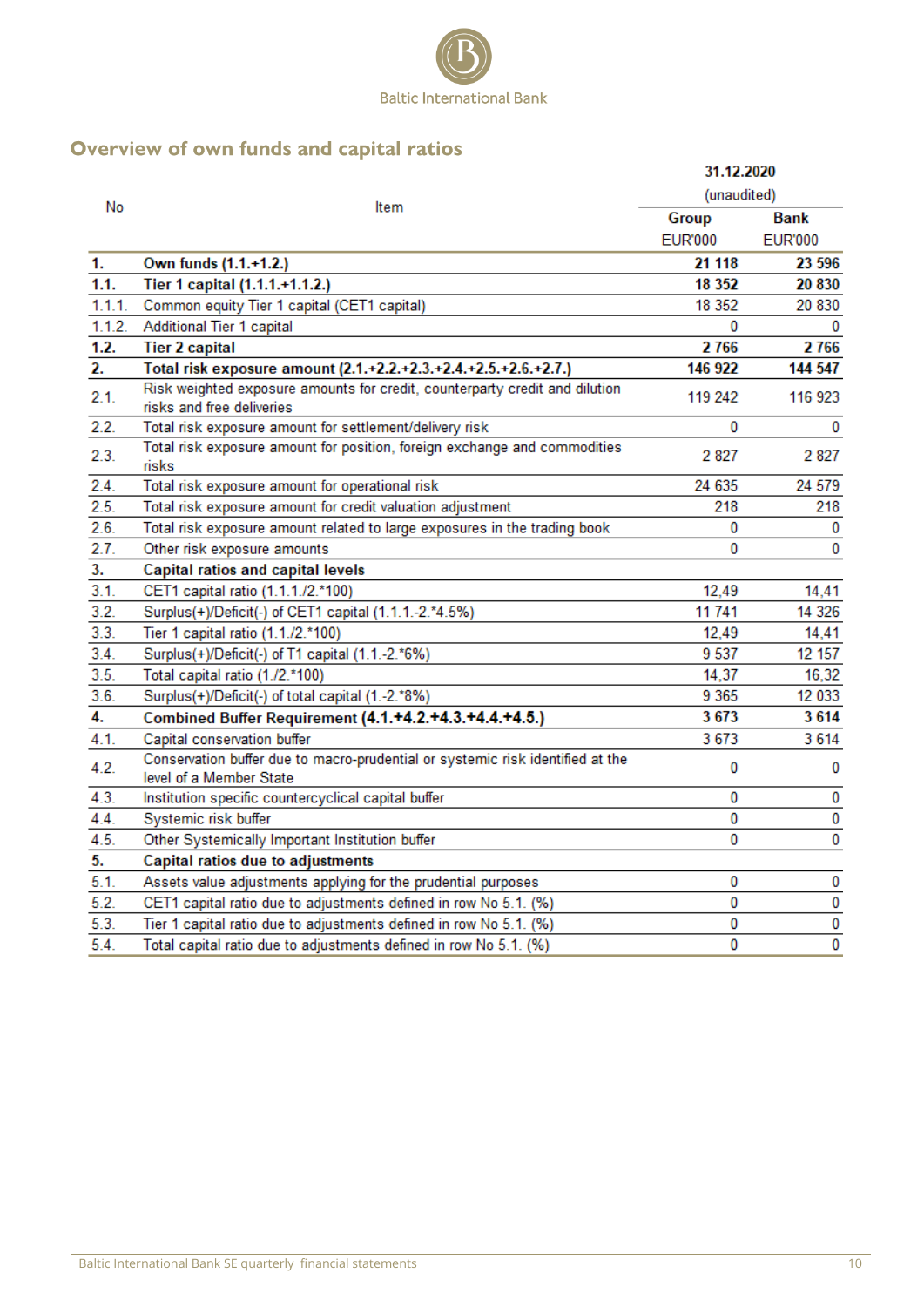Baltic International Bank

## Overview of own funds and capital ratios

| No | Item | 31.12.2020 (unaudited) | |
|---|---|---|---|
| | | Group | Bank |
| | | EUR'000 | EUR'000 |
| **1.** | **Own funds (1.1.+1.2.)** | **21 118** | **23 596** |
| **1.1.** | **Tier 1 capital (1.1.1.+1.1.2.)** | **18 352** | **20 830** |
| 1.1.1. | Common equity Tier 1 capital (CET1 capital) | 18 352 | 20 830 |
| 1.1.2. | Additional Tier 1 capital | 0 | 0 |
| **1.2.** | **Tier 2 capital** | **2 766** | **2 766** |
| **2.** | **Total risk exposure amount (2.1.+2.2.+2.3.+2.4.+2.5.+2.6.+2.7.)** | **146 922** | **144 547** |
| 2.1. | Risk weighted exposure amounts for credit, counterparty credit and dilution risks and free deliveries | 119 242 | 116 923 |
| 2.2. | Total risk exposure amount for settlement/delivery risk | 0 | 0 |
| 2.3. | Total risk exposure amount for position, foreign exchange and commodities risks | 2 827 | 2 827 |
| 2.4. | Total risk exposure amount for operational risk | 24 635 | 24 579 |
| 2.5. | Total risk exposure amount for credit valuation adjustment | 218 | 218 |
| 2.6. | Total risk exposure amount related to large exposures in the trading book | 0 | 0 |
| 2.7. | Other risk exposure amounts | 0 | 0 |
| **3.** | **Capital ratios and capital levels** | | |
| 3.1. | CET1 capital ratio (1.1.1./2.*100) | 12,49 | 14,41 |
| 3.2. | Surplus(+)/Deficit(-) of CET1 capital (1.1.1.-2.*4.5%) | 11 741 | 14 326 |
| 3.3. | Tier 1 capital ratio (1.1./2.*100) | 12,49 | 14,41 |
| 3.4. | Surplus(+)/Deficit(-) of T1 capital (1.1.-2.*6%) | 9 537 | 12 157 |
| 3.5. | Total capital ratio (1./2.*100) | 14,37 | 16,32 |
| 3.6. | Surplus(+)/Deficit(-) of total capital (1.-2.*8%) | 9 365 | 12 033 |
| **4.** | **Combined Buffer Requirement (4.1.+4.2.+4.3.+4.4.+4.5.)** | **3 673** | **3 614** |
| 4.1. | Capital conservation buffer | 3 673 | 3 614 |
| 4.2. | Conservation buffer due to macro-prudential or systemic risk identified at the level of a Member State | 0 | 0 |
| 4.3. | Institution specific countercyclical capital buffer | 0 | 0 |
| 4.4. | Systemic risk buffer | 0 | 0 |
| 4.5. | Other Systemically Important Institution buffer | 0 | 0 |
| **5.** | **Capital ratios due to adjustments** | | |
| 5.1. | Assets value adjustments applying for the prudential purposes | 0 | 0 |
| 5.2. | CET1 capital ratio due to adjustments defined in row No 5.1. (%) | 0 | 0 |
| 5.3. | Tier 1 capital ratio due to adjustments defined in row No 5.1. (%) | 0 | 0 |
| 5.4. | Total capital ratio due to adjustments defined in row No 5.1. (%) | 0 | 0 |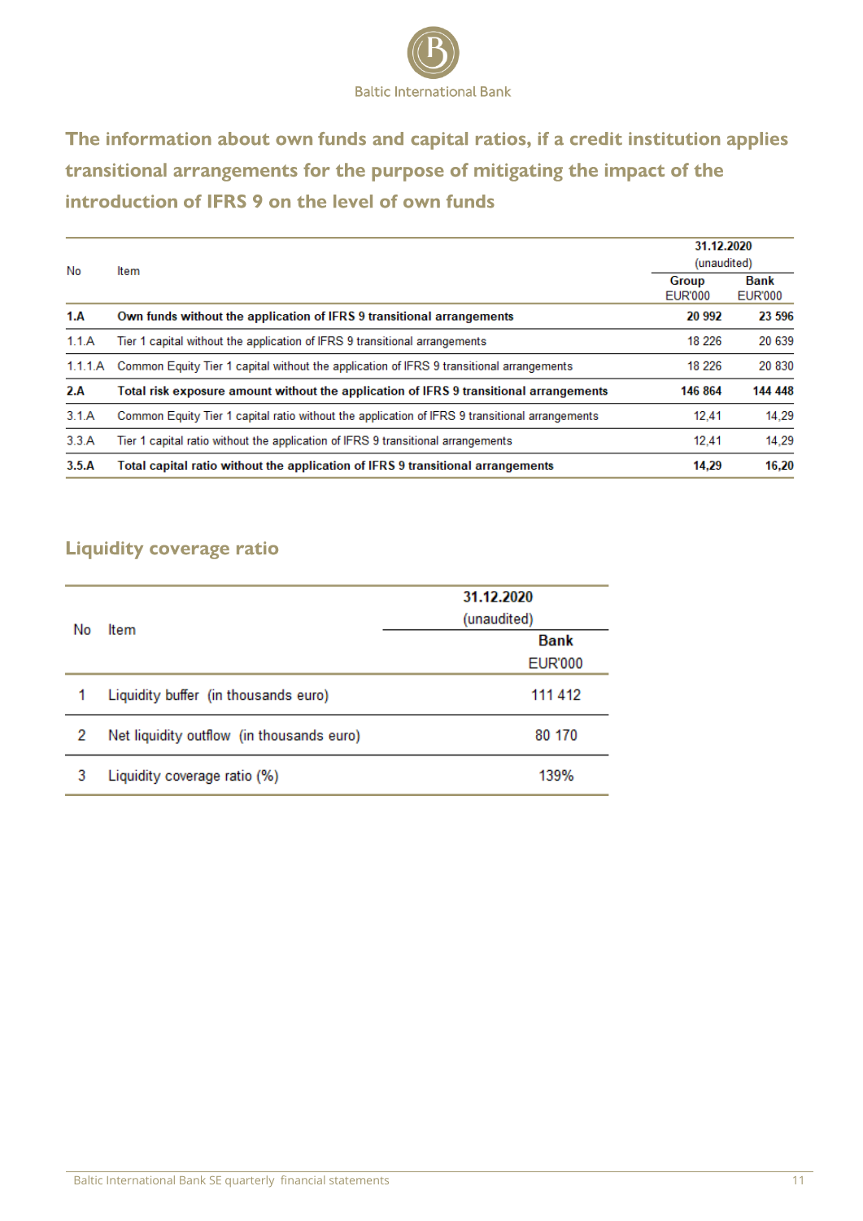## The information about own funds and capital ratios, if a credit institution applies transitional arrangements for the purpose of mitigating the impact of the introduction of IFRS 9 on the level of own funds

| No | Item | 31.12.2020 (unaudited) | |
|---|---|---|---|
| | | Group EUR'000 | Bank EUR'000 |
| **1.A** | **Own funds without the application of IFRS 9 transitional arrangements** | **20 992** | **23 596** |
| 1.1.A | Tier 1 capital without the application of IFRS 9 transitional arrangements | 18 226 | 20 639 |
| 1.1.1.A | Common Equity Tier 1 capital without the application of IFRS 9 transitional arrangements | 18 226 | 20 830 |
| **2.A** | **Total risk exposure amount without the application of IFRS 9 transitional arrangements** | **146 864** | **144 448** |
| 3.1.A | Common Equity Tier 1 capital ratio without the application of IFRS 9 transitional arrangements | 12,41 | 14,29 |
| 3.3.A | Tier 1 capital ratio without the application of IFRS 9 transitional arrangements | 12,41 | 14,29 |
| **3.5.A** | **Total capital ratio without the application of IFRS 9 transitional arrangements** | **14,29** | **16,20** |

## Liquidity coverage ratio

| No | Item | 31.12.2020 (unaudited) Bank EUR'000 |
|---|---|---|
| 1 | Liquidity buffer (in thousands euro) | 111 412 |
| 2 | Net liquidity outflow (in thousands euro) | 80 170 |
| 3 | Liquidity coverage ratio (%) | 139% |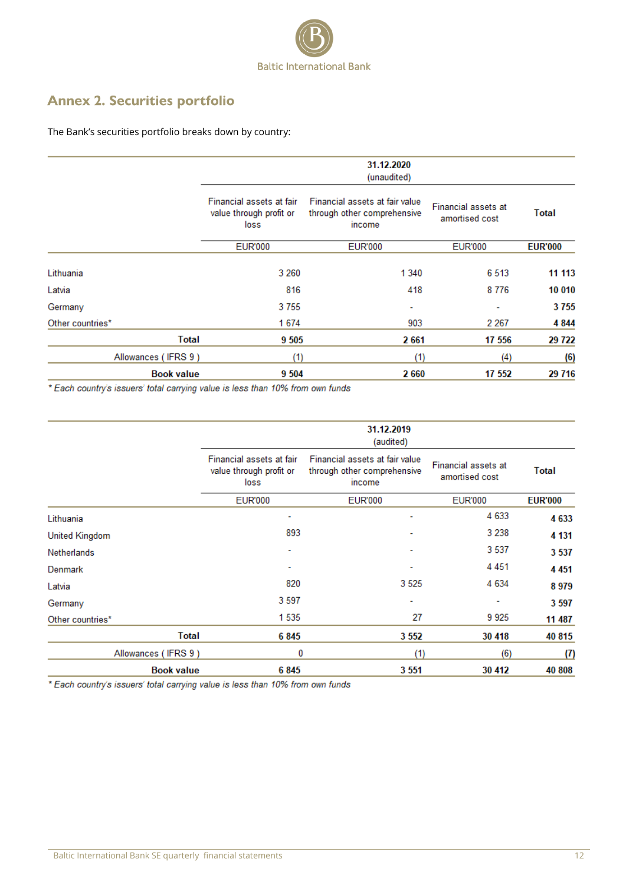## Annex 2. Securities portfolio

The Bank's securities portfolio breaks down by country:

| | 31.12.2020 (unaudited) | | | |
|---|---|---|---|---|
| | Financial assets at fair value through profit or loss | Financial assets at fair value through other comprehensive income | Financial assets at amortised cost | **Total** |
| | EUR'000 | EUR'000 | EUR'000 | **EUR'000** |
| Lithuania | 3 260 | 1 340 | 6 513 | **11 113** |
| Latvia | 816 | 418 | 8 776 | **10 010** |
| Germany | 3 755 | - | - | **3 755** |
| Other countries* | 1 674 | 903 | 2 267 | **4 844** |
| **Total** | **9 505** | **2 661** | **17 556** | **29 722** |
| Allowances ( IFRS 9 ) | (1) | (1) | (4) | **(6)** |
| **Book value** | **9 504** | **2 660** | **17 552** | **29 716** |

*\* Each country's issuers' total carrying value is less than 10% from own funds*

| | 31.12.2019 (audited) | | | |
|---|---|---|---|---|
| | Financial assets at fair value through profit or loss | Financial assets at fair value through other comprehensive income | Financial assets at amortised cost | **Total** |
| | EUR'000 | EUR'000 | EUR'000 | **EUR'000** |
| Lithuania | - | - | 4 633 | **4 633** |
| United Kingdom | 893 | - | 3 238 | **4 131** |
| Netherlands | - | - | 3 537 | **3 537** |
| Denmark | - | - | 4 451 | **4 451** |
| Latvia | 820 | 3 525 | 4 634 | **8 979** |
| Germany | 3 597 | - | - | **3 597** |
| Other countries* | 1 535 | 27 | 9 925 | **11 487** |
| **Total** | **6 845** | **3 552** | **30 418** | **40 815** |
| Allowances ( IFRS 9 ) | 0 | (1) | (6) | **(7)** |
| **Book value** | **6 845** | **3 551** | **30 412** | **40 808** |

*\* Each country's issuers' total carrying value is less than 10% from own funds*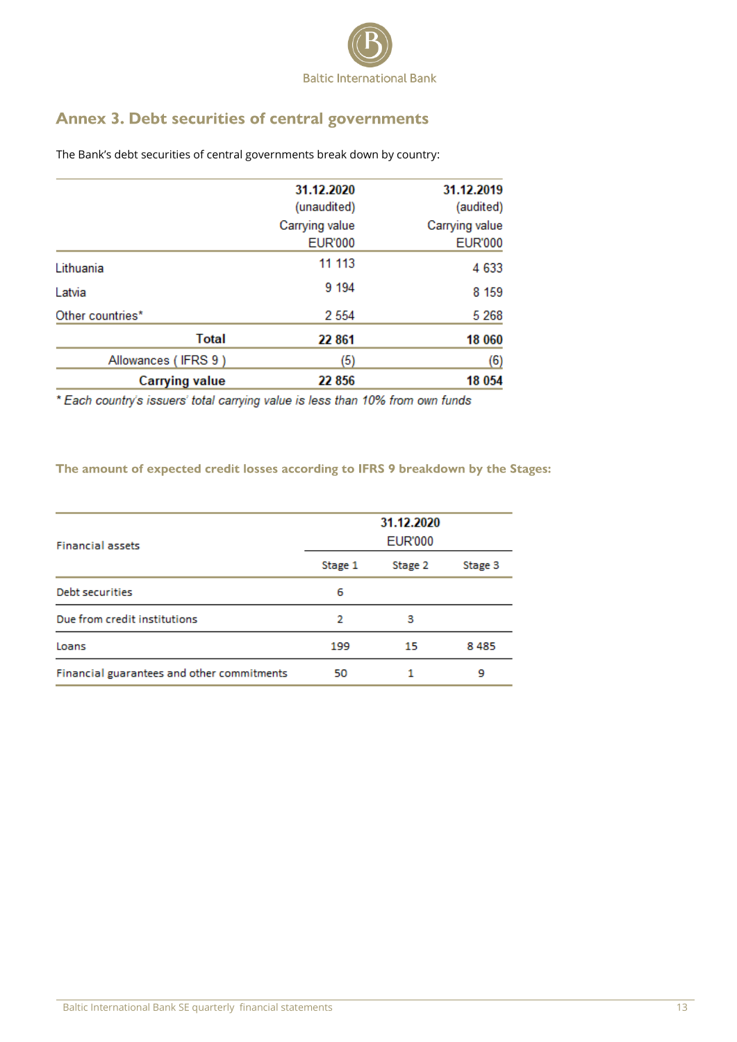## Annex 3. Debt securities of central governments

The Bank's debt securities of central governments break down by country:

| | 31.12.2020 (unaudited) Carrying value EUR'000 | 31.12.2019 (audited) Carrying value EUR'000 |
|---|---|---|
| Lithuania | 11 113 | 4 633 |
| Latvia | 9 194 | 8 159 |
| Other countries* | 2 554 | 5 268 |
| **Total** | **22 861** | **18 060** |
| Allowances ( IFRS 9 ) | (5) | (6) |
| **Carrying value** | **22 856** | **18 054** |

*\* Each country's issuers' total carrying value is less than 10% from own funds*

### The amount of expected credit losses according to IFRS 9 breakdown by the Stages:

| Financial assets | 31.12.2020 EUR'000 | | |
|---|---|---|---|
| | Stage 1 | Stage 2 | Stage 3 |
| Debt securities | 6 | | |
| Due from credit institutions | 2 | 3 | |
| Loans | 199 | 15 | 8 485 |
| Financial guarantees and other commitments | 50 | 1 | 9 |